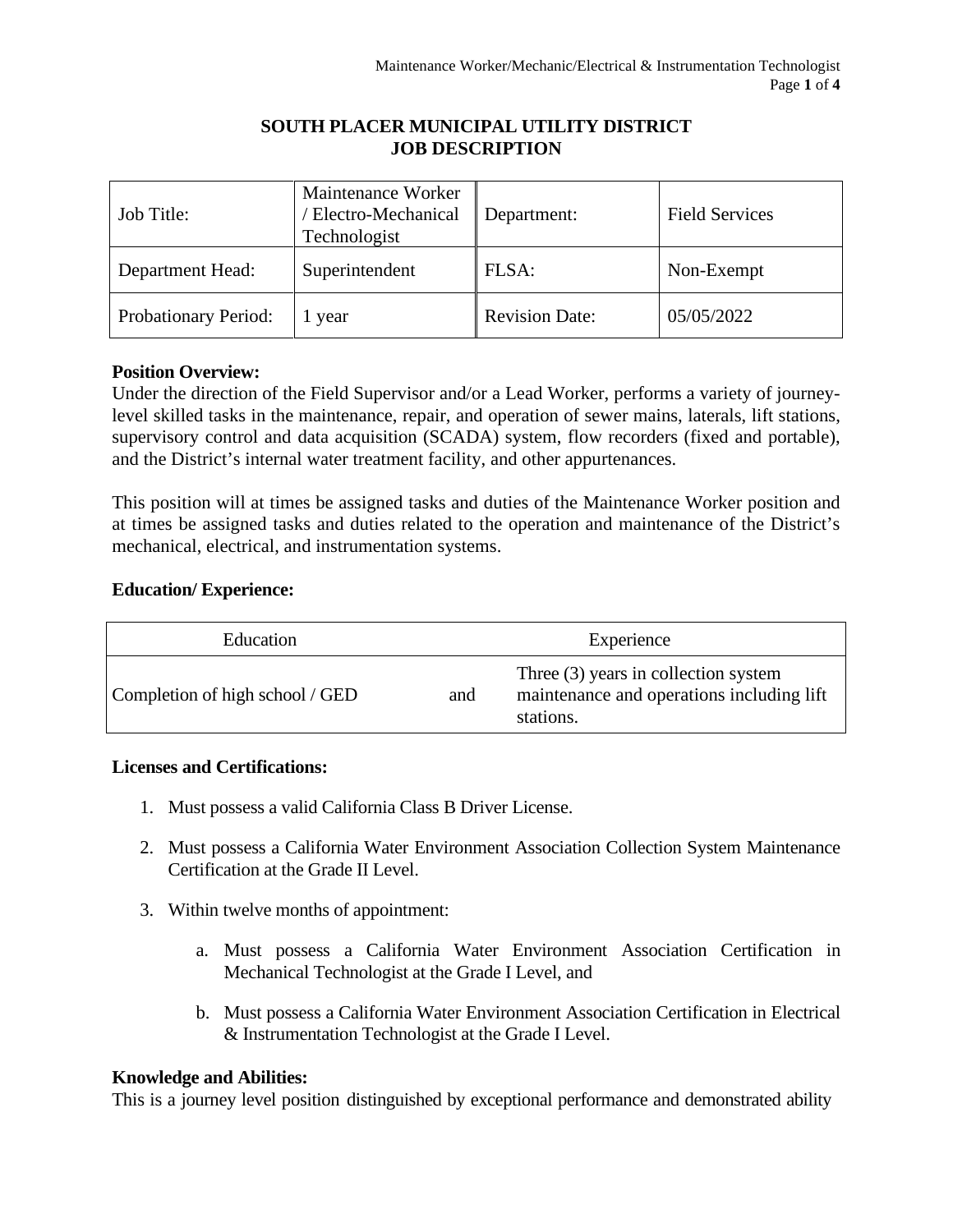# SOUTH PLACER MUNICIPAL UTILITY DISTRICT
# JOB DESCRIPTION

| Job Title: | Maintenance Worker / Electro-Mechanical Technologist | Department: | Field Services |
|---|---|---|---|
| Department Head: | Superintendent | FLSA: | Non-Exempt |
| Probationary Period: | 1 year | Revision Date: | 05/05/2022 |

**Position Overview:**
Under the direction of the Field Supervisor and/or a Lead Worker, performs a variety of journey-level skilled tasks in the maintenance, repair, and operation of sewer mains, laterals, lift stations, supervisory control and data acquisition (SCADA) system, flow recorders (fixed and portable), and the District's internal water treatment facility, and other appurtenances.

This position will at times be assigned tasks and duties of the Maintenance Worker position and at times be assigned tasks and duties related to the operation and maintenance of the District's mechanical, electrical, and instrumentation systems.

**Education/ Experience:**

| Education | | Experience |
|---|---|---|
| Completion of high school / GED | and | Three (3) years in collection system maintenance and operations including lift stations. |

**Licenses and Certifications:**

1. Must possess a valid California Class B Driver License.
2. Must possess a California Water Environment Association Collection System Maintenance Certification at the Grade II Level.
3. Within twelve months of appointment:
    a. Must possess a California Water Environment Association Certification in Mechanical Technologist at the Grade I Level, and
    b. Must possess a California Water Environment Association Certification in Electrical & Instrumentation Technologist at the Grade I Level.

**Knowledge and Abilities:**
This is a journey level position distinguished by exceptional performance and demonstrated ability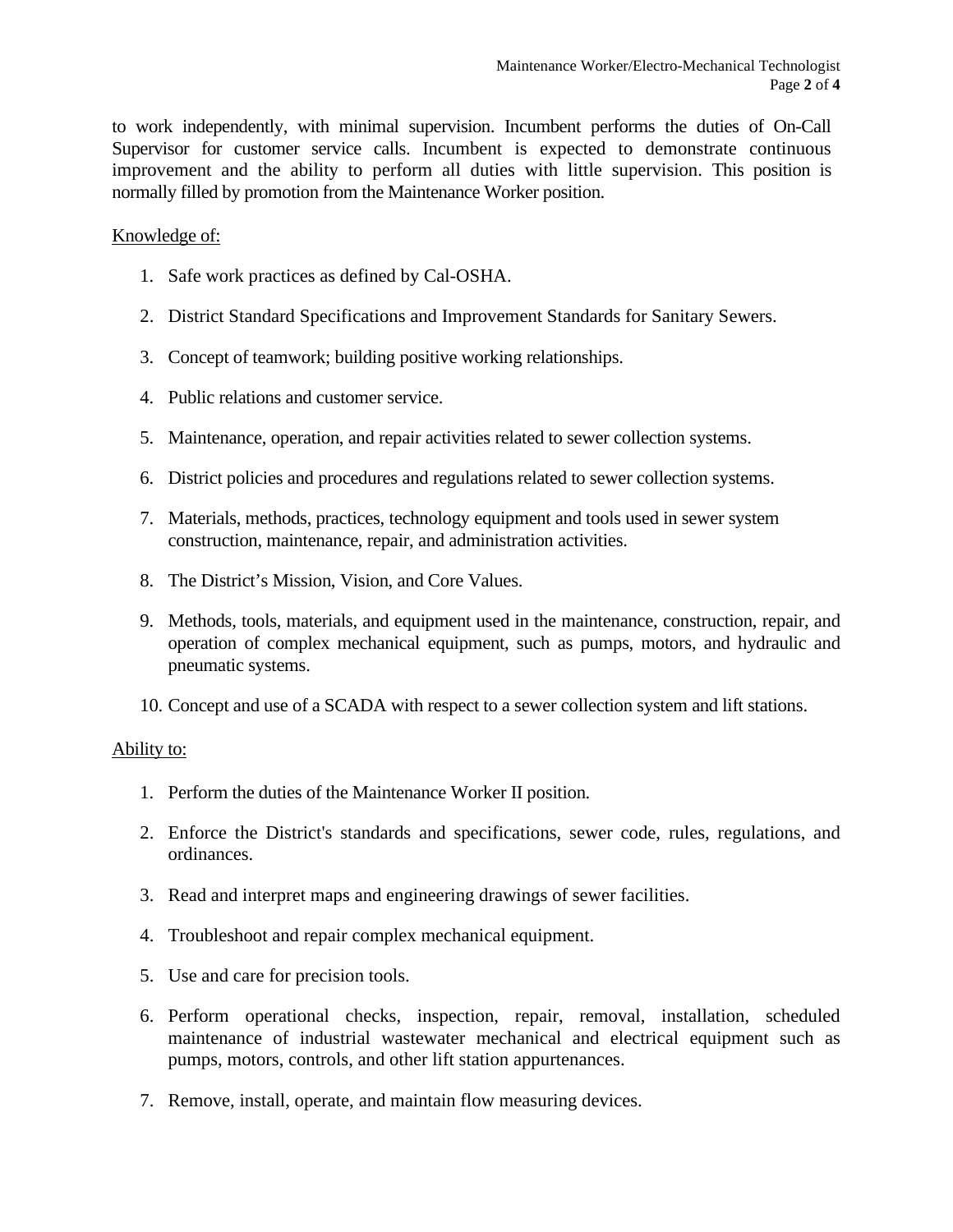to work independently, with minimal supervision. Incumbent performs the duties of On-Call Supervisor for customer service calls. Incumbent is expected to demonstrate continuous improvement and the ability to perform all duties with little supervision. This position is normally filled by promotion from the Maintenance Worker position.

Knowledge of:

1. Safe work practices as defined by Cal-OSHA.
2. District Standard Specifications and Improvement Standards for Sanitary Sewers.
3. Concept of teamwork; building positive working relationships.
4. Public relations and customer service.
5. Maintenance, operation, and repair activities related to sewer collection systems.
6. District policies and procedures and regulations related to sewer collection systems.
7. Materials, methods, practices, technology equipment and tools used in sewer system construction, maintenance, repair, and administration activities.
8. The District's Mission, Vision, and Core Values.
9. Methods, tools, materials, and equipment used in the maintenance, construction, repair, and operation of complex mechanical equipment, such as pumps, motors, and hydraulic and pneumatic systems.
10. Concept and use of a SCADA with respect to a sewer collection system and lift stations.

Ability to:

1. Perform the duties of the Maintenance Worker II position.
2. Enforce the District's standards and specifications, sewer code, rules, regulations, and ordinances.
3. Read and interpret maps and engineering drawings of sewer facilities.
4. Troubleshoot and repair complex mechanical equipment.
5. Use and care for precision tools.
6. Perform operational checks, inspection, repair, removal, installation, scheduled maintenance of industrial wastewater mechanical and electrical equipment such as pumps, motors, controls, and other lift station appurtenances.
7. Remove, install, operate, and maintain flow measuring devices.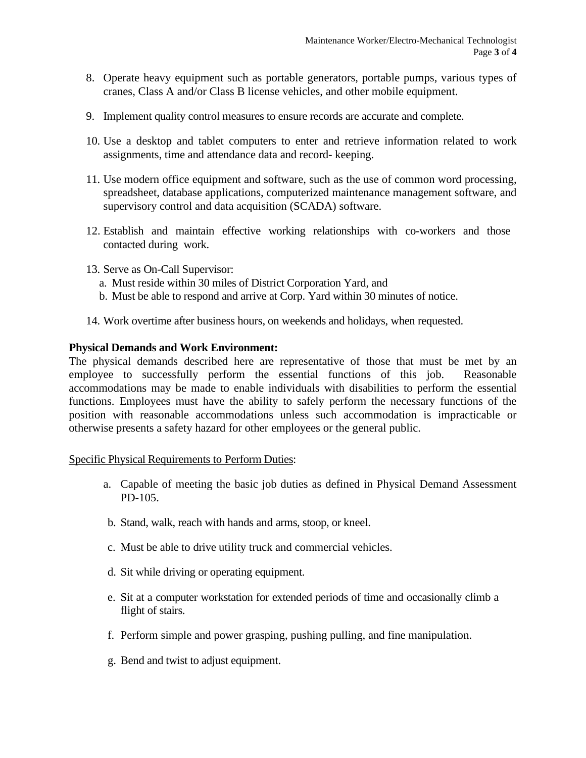8. Operate heavy equipment such as portable generators, portable pumps, various types of cranes, Class A and/or Class B license vehicles, and other mobile equipment.

9. Implement quality control measures to ensure records are accurate and complete.

10. Use a desktop and tablet computers to enter and retrieve information related to work assignments, time and attendance data and record- keeping.

11. Use modern office equipment and software, such as the use of common word processing, spreadsheet, database applications, computerized maintenance management software, and supervisory control and data acquisition (SCADA) software.

12. Establish and maintain effective working relationships with co-workers and those contacted during work.

13. Serve as On-Call Supervisor:
    a. Must reside within 30 miles of District Corporation Yard, and
    b. Must be able to respond and arrive at Corp. Yard within 30 minutes of notice.

14. Work overtime after business hours, on weekends and holidays, when requested.

**Physical Demands and Work Environment:**
The physical demands described here are representative of those that must be met by an employee to successfully perform the essential functions of this job. Reasonable accommodations may be made to enable individuals with disabilities to perform the essential functions. Employees must have the ability to safely perform the necessary functions of the position with reasonable accommodations unless such accommodation is impracticable or otherwise presents a safety hazard for other employees or the general public.

<u>Specific Physical Requirements to Perform Duties</u>:

a. Capable of meeting the basic job duties as defined in Physical Demand Assessment PD-105.

b. Stand, walk, reach with hands and arms, stoop, or kneel.

c. Must be able to drive utility truck and commercial vehicles.

d. Sit while driving or operating equipment.

e. Sit at a computer workstation for extended periods of time and occasionally climb a flight of stairs.

f. Perform simple and power grasping, pushing pulling, and fine manipulation.

g. Bend and twist to adjust equipment.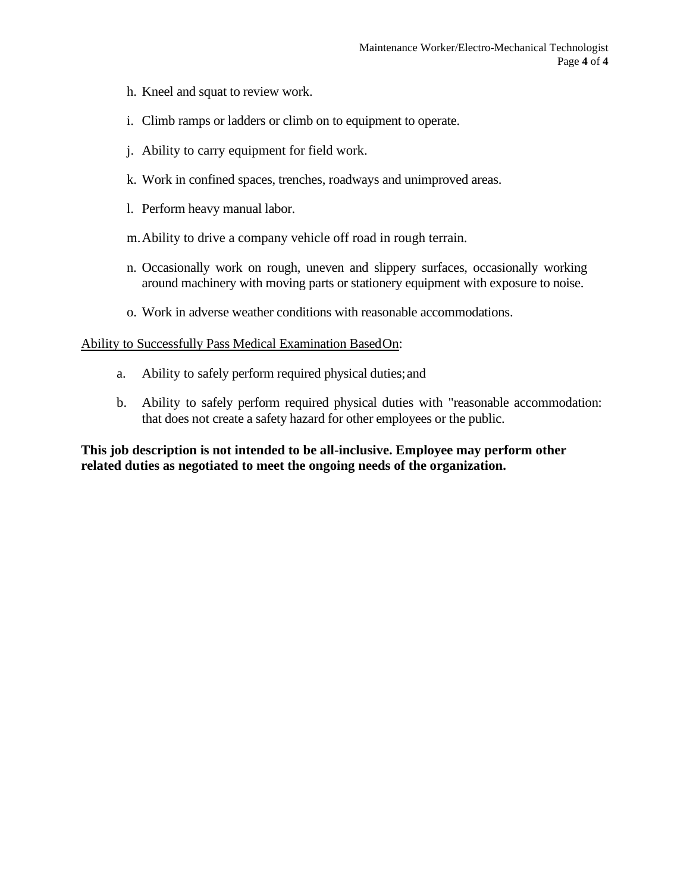h. Kneel and squat to review work.

i. Climb ramps or ladders or climb on to equipment to operate.

j. Ability to carry equipment for field work.

k. Work in confined spaces, trenches, roadways and unimproved areas.

l. Perform heavy manual labor.

m. Ability to drive a company vehicle off road in rough terrain.

n. Occasionally work on rough, uneven and slippery surfaces, occasionally working around machinery with moving parts or stationery equipment with exposure to noise.

o. Work in adverse weather conditions with reasonable accommodations.

<u>Ability to Successfully Pass Medical Examination Based On</u>:

a. Ability to safely perform required physical duties; and

b. Ability to safely perform required physical duties with "reasonable accommodation: that does not create a safety hazard for other employees or the public.

**This job description is not intended to be all-inclusive. Employee may perform other related duties as negotiated to meet the ongoing needs of the organization.**